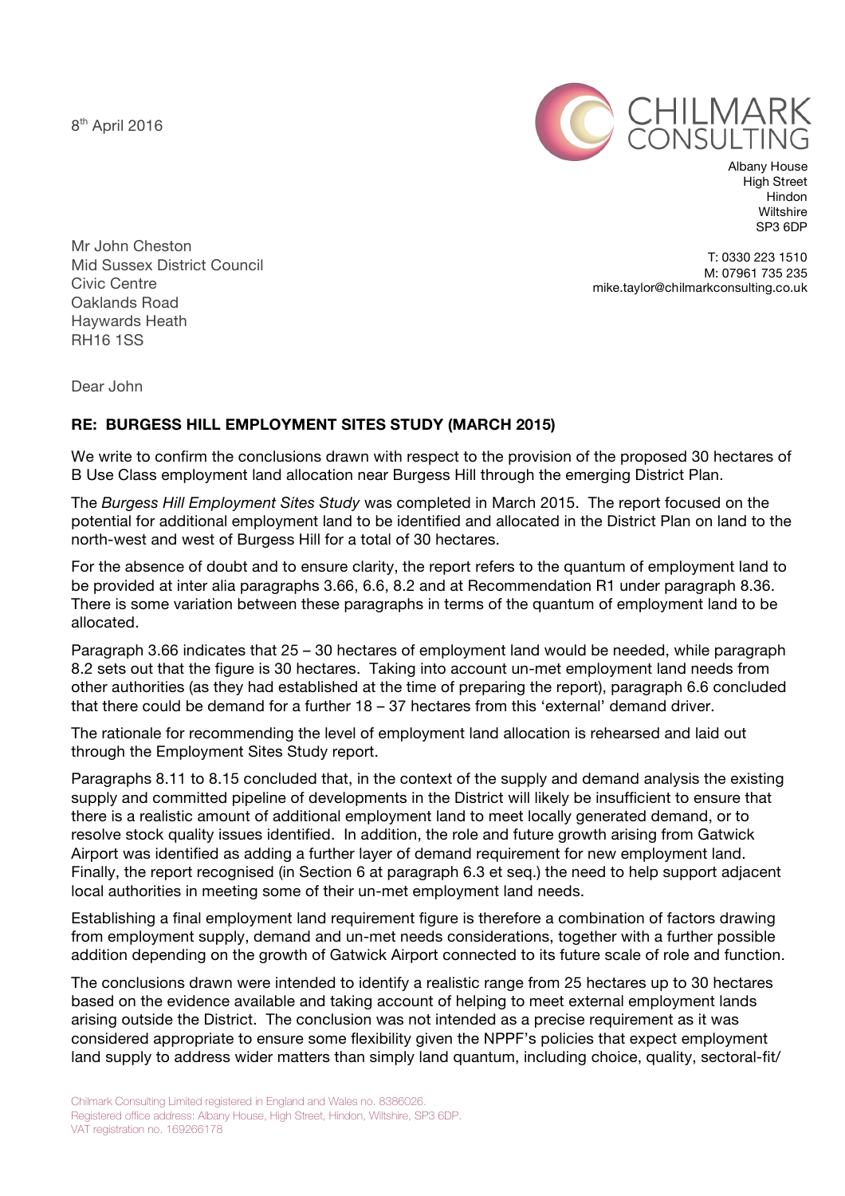8th April 2016

CHILMARK CONSULTING

Albany House
High Street
Hindon
Wiltshire
SP3 6DP

T: 0330 223 1510
M: 07961 735 235
mike.taylor@chilmarkconsulting.co.uk

Mr John Cheston
Mid Sussex District Council
Civic Centre
Oaklands Road
Haywards Heath
RH16 1SS

Dear John

**RE: BURGESS HILL EMPLOYMENT SITES STUDY (MARCH 2015)**

We write to confirm the conclusions drawn with respect to the provision of the proposed 30 hectares of B Use Class employment land allocation near Burgess Hill through the emerging District Plan.

The *Burgess Hill Employment Sites Study* was completed in March 2015. The report focused on the potential for additional employment land to be identified and allocated in the District Plan on land to the north-west and west of Burgess Hill for a total of 30 hectares.

For the absence of doubt and to ensure clarity, the report refers to the quantum of employment land to be provided at inter alia paragraphs 3.66, 6.6, 8.2 and at Recommendation R1 under paragraph 8.36. There is some variation between these paragraphs in terms of the quantum of employment land to be allocated.

Paragraph 3.66 indicates that 25 – 30 hectares of employment land would be needed, while paragraph 8.2 sets out that the figure is 30 hectares. Taking into account un-met employment land needs from other authorities (as they had established at the time of preparing the report), paragraph 6.6 concluded that there could be demand for a further 18 – 37 hectares from this 'external' demand driver.

The rationale for recommending the level of employment land allocation is rehearsed and laid out through the Employment Sites Study report.

Paragraphs 8.11 to 8.15 concluded that, in the context of the supply and demand analysis the existing supply and committed pipeline of developments in the District will likely be insufficient to ensure that there is a realistic amount of additional employment land to meet locally generated demand, or to resolve stock quality issues identified. In addition, the role and future growth arising from Gatwick Airport was identified as adding a further layer of demand requirement for new employment land. Finally, the report recognised (in Section 6 at paragraph 6.3 et seq.) the need to help support adjacent local authorities in meeting some of their un-met employment land needs.

Establishing a final employment land requirement figure is therefore a combination of factors drawing from employment supply, demand and un-met needs considerations, together with a further possible addition depending on the growth of Gatwick Airport connected to its future scale of role and function.

The conclusions drawn were intended to identify a realistic range from 25 hectares up to 30 hectares based on the evidence available and taking account of helping to meet external employment lands arising outside the District. The conclusion was not intended as a precise requirement as it was considered appropriate to ensure some flexibility given the NPPF's policies that expect employment land supply to address wider matters than simply land quantum, including choice, quality, sectoral-fit/

Chilmark Consulting Limited registered in England and Wales no. 8386026.
Registered office address: Albany House, High Street, Hindon, Wiltshire, SP3 6DP.
VAT registration no. 169266178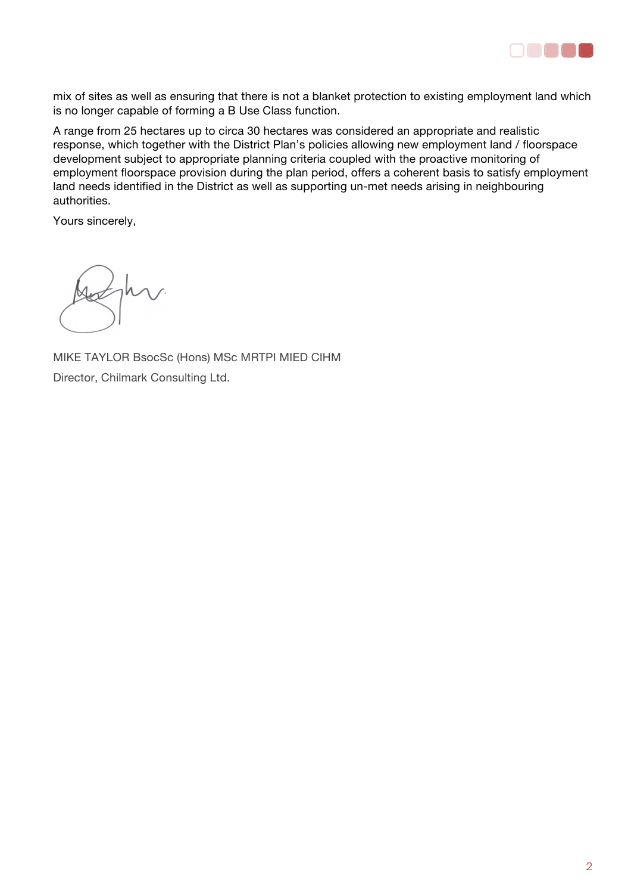mix of sites as well as ensuring that there is not a blanket protection to existing employment land which is no longer capable of forming a B Use Class function.

A range from 25 hectares up to circa 30 hectares was considered an appropriate and realistic response, which together with the District Plan's policies allowing new employment land / floorspace development subject to appropriate planning criteria coupled with the proactive monitoring of employment floorspace provision during the plan period, offers a coherent basis to satisfy employment land needs identified in the District as well as supporting un-met needs arising in neighbouring authorities.

Yours sincerely,

MIKE TAYLOR BsocSc (Hons) MSc MRTPI MIED CIHM

Director, Chilmark Consulting Ltd.